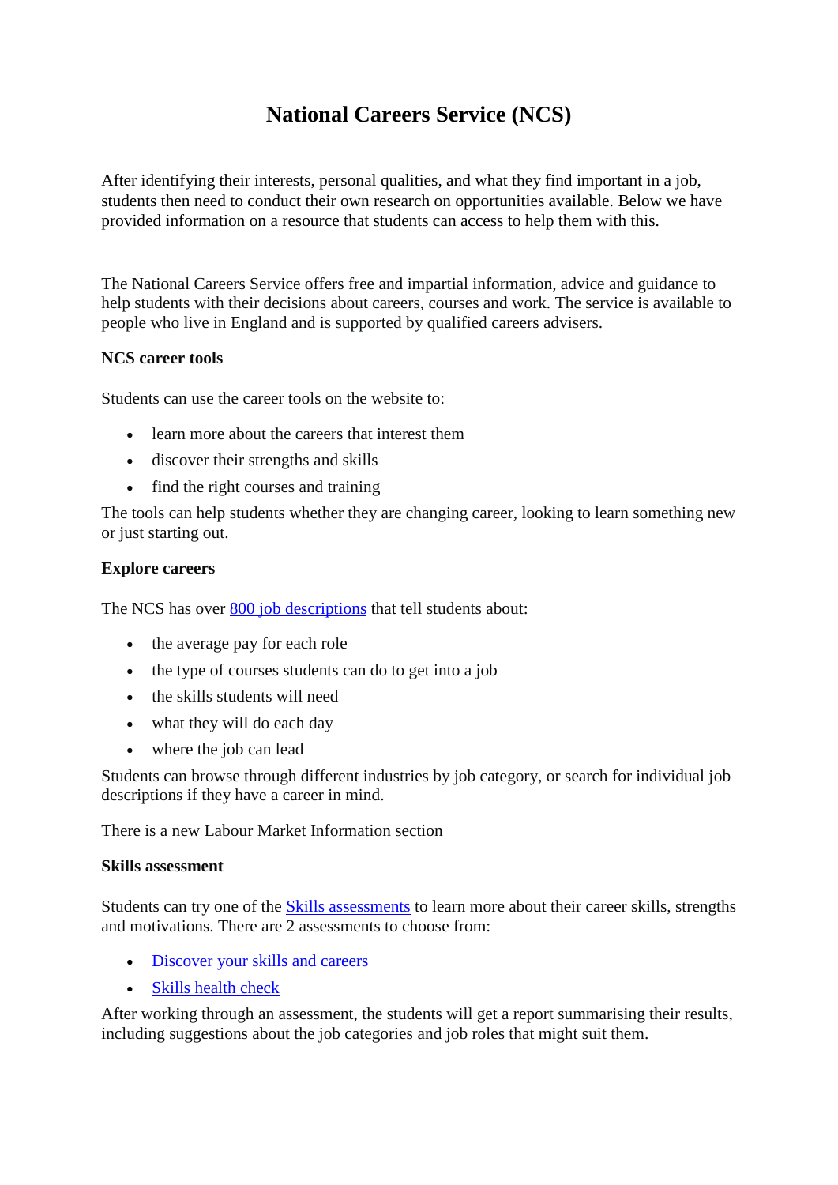# National Careers Service (NCS)

After identifying their interests, personal qualities, and what they find important in a job, students then need to conduct their own research on opportunities available. Below we have provided information on a resource that students can access to help them with this.

The National Careers Service offers free and impartial information, advice and guidance to help students with their decisions about careers, courses and work. The service is available to people who live in England and is supported by qualified careers advisers.

**NCS career tools**

Students can use the career tools on the website to:

- learn more about the careers that interest them
- discover their strengths and skills
- find the right courses and training

The tools can help students whether they are changing career, looking to learn something new or just starting out.

**Explore careers**

The NCS has over [800 job descriptions]() that tell students about:

- the average pay for each role
- the type of courses students can do to get into a job
- the skills students will need
- what they will do each day
- where the job can lead

Students can browse through different industries by job category, or search for individual job descriptions if they have a career in mind.

There is a new Labour Market Information section

**Skills assessment**

Students can try one of the [Skills assessments]() to learn more about their career skills, strengths and motivations. There are 2 assessments to choose from:

- [Discover your skills and careers]()
- [Skills health check]()

After working through an assessment, the students will get a report summarising their results, including suggestions about the job categories and job roles that might suit them.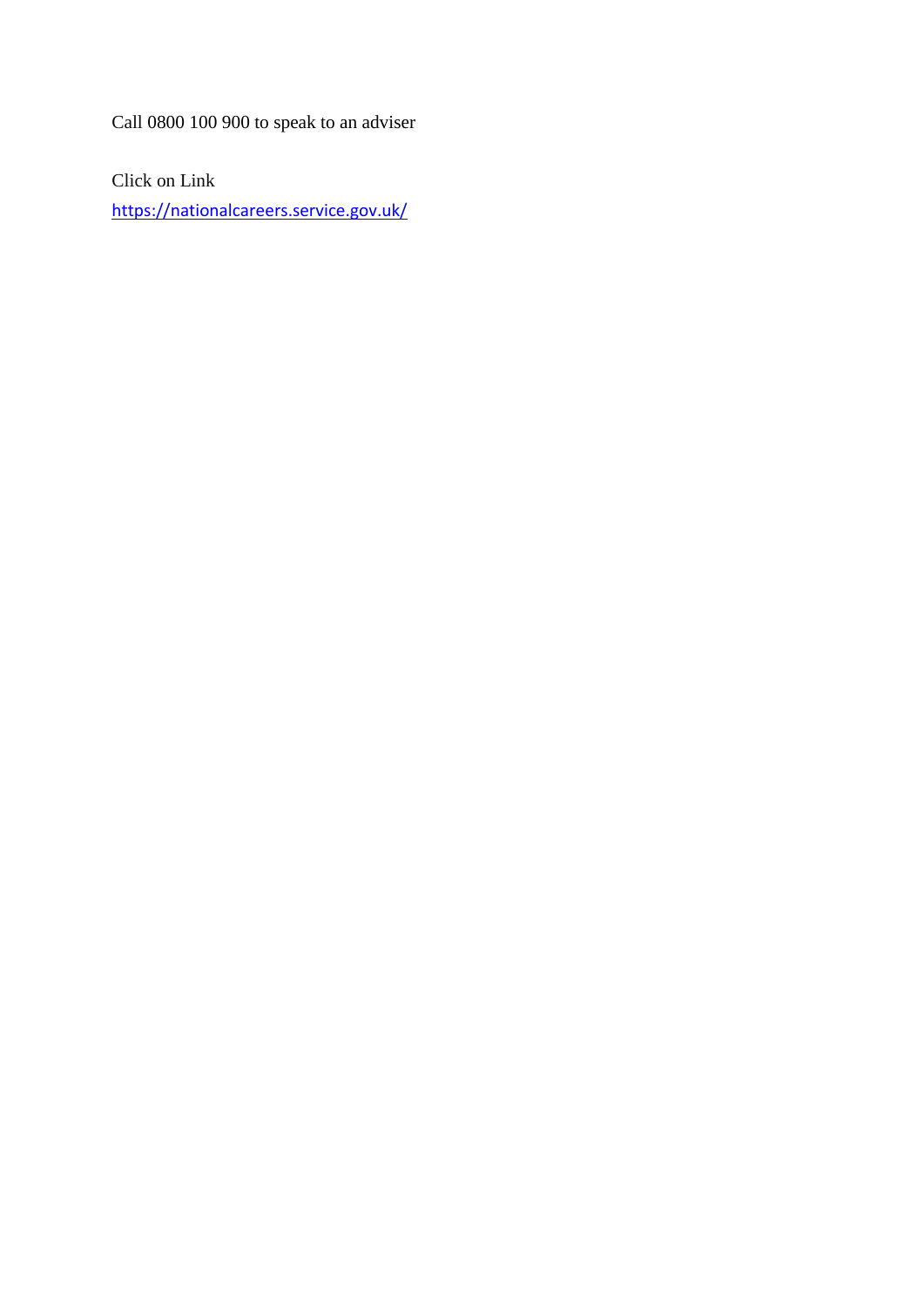Call 0800 100 900 to speak to an adviser

Click on Link
https://nationalcareers.service.gov.uk/